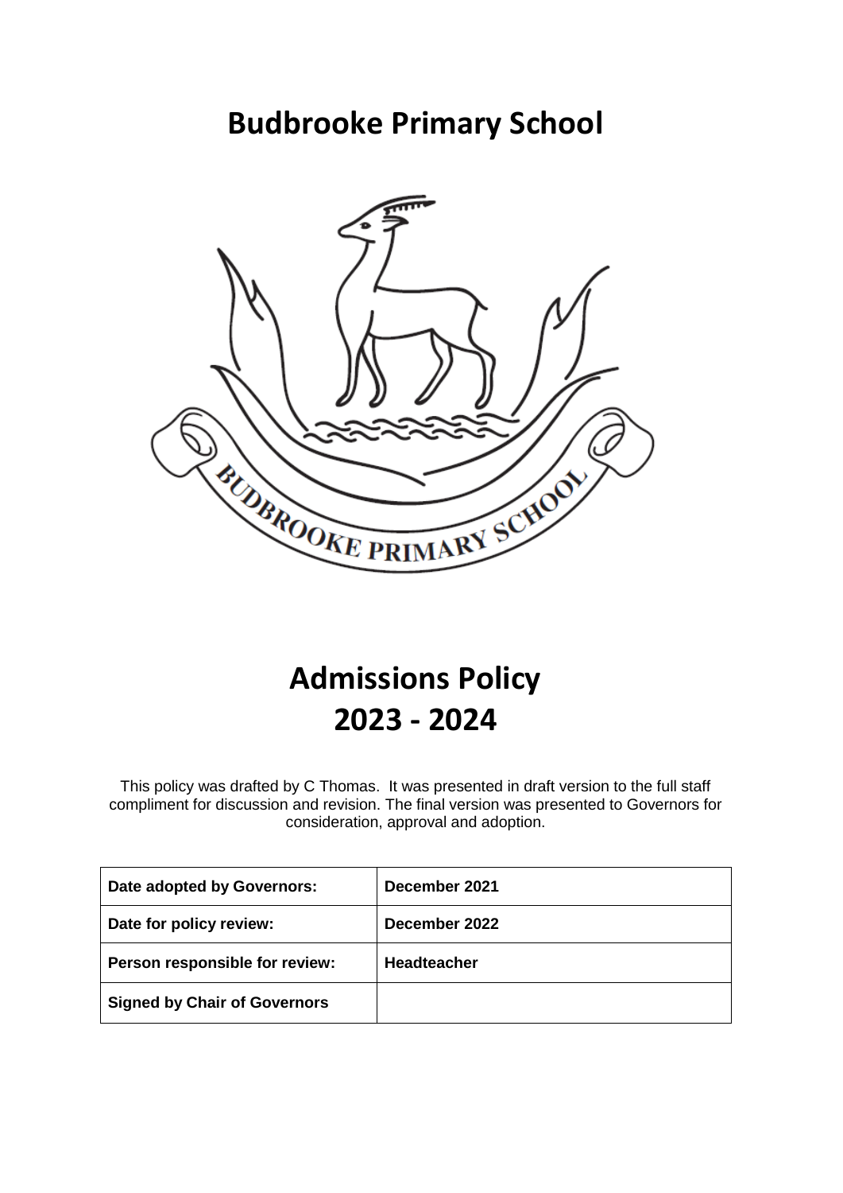# Budbrooke Primary School

# Admissions Policy 2023 - 2024

This policy was drafted by C Thomas. It was presented in draft version to the full staff compliment for discussion and revision. The final version was presented to Governors for consideration, approval and adoption.

| Date adopted by Governors: | December 2021 |
|---|---|
| Date for policy review: | December 2022 |
| Person responsible for review: | Headteacher |
| Signed by Chair of Governors | |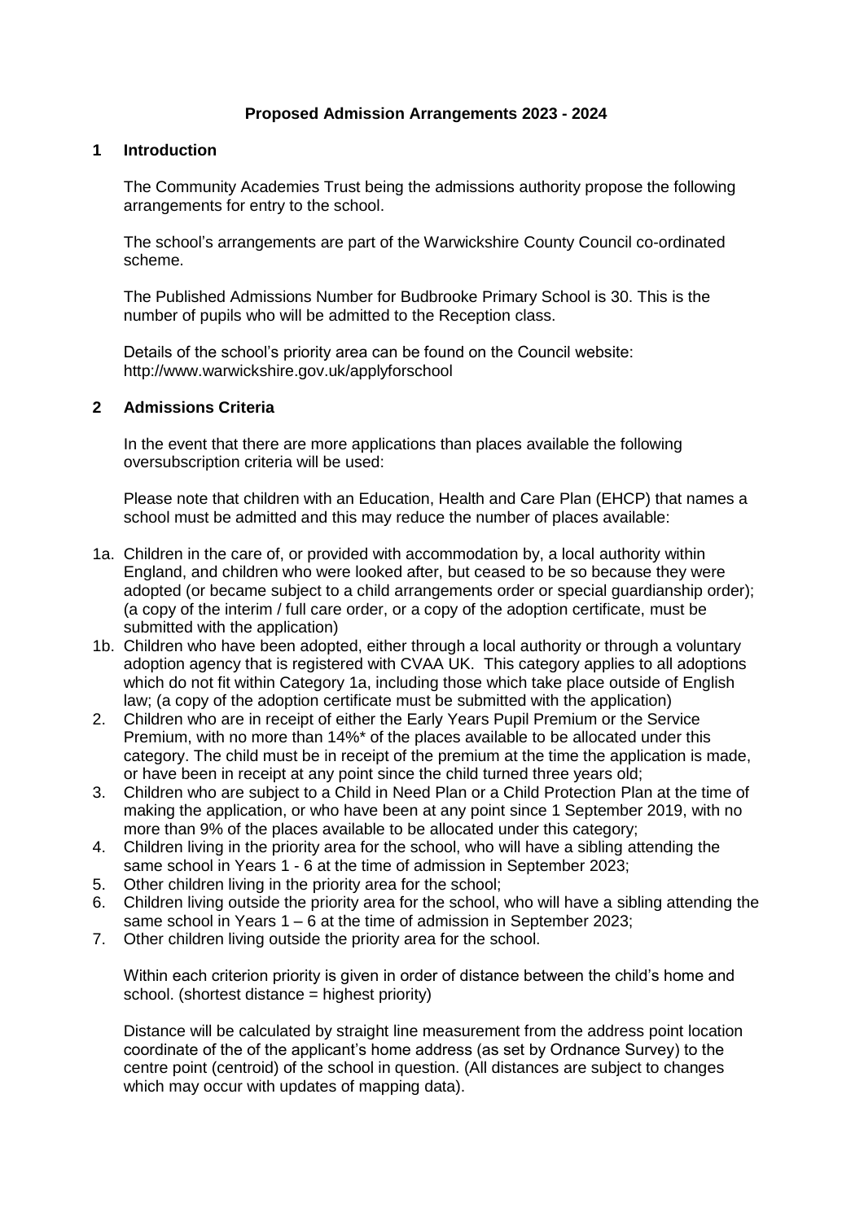**Proposed Admission Arrangements 2023 - 2024**

## 1 Introduction

The Community Academies Trust being the admissions authority propose the following arrangements for entry to the school.

The school's arrangements are part of the Warwickshire County Council co-ordinated scheme.

The Published Admissions Number for Budbrooke Primary School is 30. This is the number of pupils who will be admitted to the Reception class.

Details of the school's priority area can be found on the Council website: http://www.warwickshire.gov.uk/applyforschool

## 2 Admissions Criteria

In the event that there are more applications than places available the following oversubscription criteria will be used:

Please note that children with an Education, Health and Care Plan (EHCP) that names a school must be admitted and this may reduce the number of places available:

- 1a. Children in the care of, or provided with accommodation by, a local authority within England, and children who were looked after, but ceased to be so because they were adopted (or became subject to a child arrangements order or special guardianship order); (a copy of the interim / full care order, or a copy of the adoption certificate, must be submitted with the application)
- 1b. Children who have been adopted, either through a local authority or through a voluntary adoption agency that is registered with CVAA UK. This category applies to all adoptions which do not fit within Category 1a, including those which take place outside of English law; (a copy of the adoption certificate must be submitted with the application)
- 2. Children who are in receipt of either the Early Years Pupil Premium or the Service Premium, with no more than 14%* of the places available to be allocated under this category. The child must be in receipt of the premium at the time the application is made, or have been in receipt at any point since the child turned three years old;
- 3. Children who are subject to a Child in Need Plan or a Child Protection Plan at the time of making the application, or who have been at any point since 1 September 2019, with no more than 9% of the places available to be allocated under this category;
- 4. Children living in the priority area for the school, who will have a sibling attending the same school in Years 1 - 6 at the time of admission in September 2023;
- 5. Other children living in the priority area for the school;
- 6. Children living outside the priority area for the school, who will have a sibling attending the same school in Years 1 – 6 at the time of admission in September 2023;
- 7. Other children living outside the priority area for the school.

Within each criterion priority is given in order of distance between the child's home and school. (shortest distance = highest priority)

Distance will be calculated by straight line measurement from the address point location coordinate of the of the applicant's home address (as set by Ordnance Survey) to the centre point (centroid) of the school in question. (All distances are subject to changes which may occur with updates of mapping data).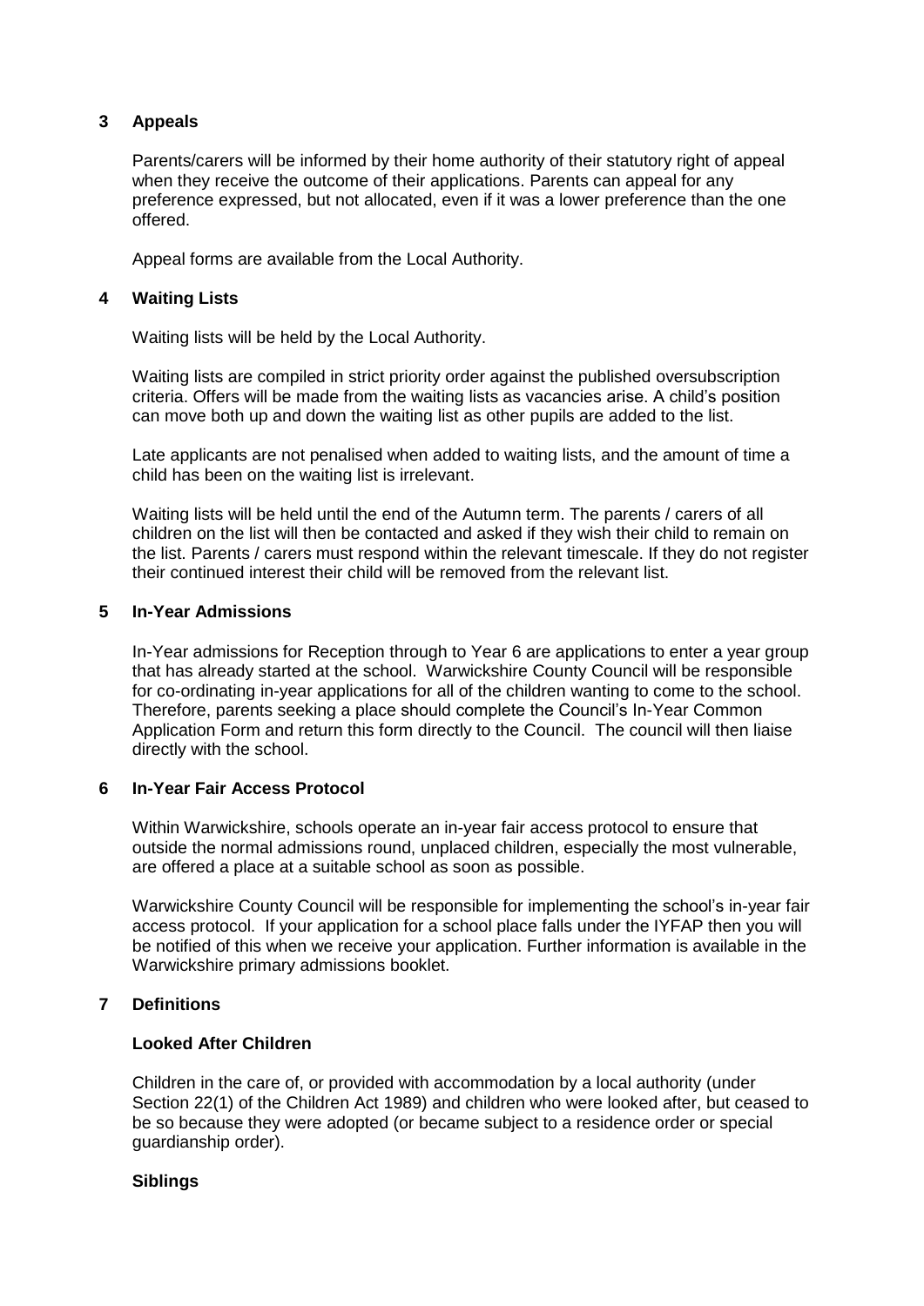## 3 Appeals

Parents/carers will be informed by their home authority of their statutory right of appeal when they receive the outcome of their applications. Parents can appeal for any preference expressed, but not allocated, even if it was a lower preference than the one offered.

Appeal forms are available from the Local Authority.

## 4 Waiting Lists

Waiting lists will be held by the Local Authority.

Waiting lists are compiled in strict priority order against the published oversubscription criteria. Offers will be made from the waiting lists as vacancies arise. A child's position can move both up and down the waiting list as other pupils are added to the list.

Late applicants are not penalised when added to waiting lists, and the amount of time a child has been on the waiting list is irrelevant.

Waiting lists will be held until the end of the Autumn term. The parents / carers of all children on the list will then be contacted and asked if they wish their child to remain on the list. Parents / carers must respond within the relevant timescale. If they do not register their continued interest their child will be removed from the relevant list.

## 5 In-Year Admissions

In-Year admissions for Reception through to Year 6 are applications to enter a year group that has already started at the school. Warwickshire County Council will be responsible for co-ordinating in-year applications for all of the children wanting to come to the school. Therefore, parents seeking a place should complete the Council's In-Year Common Application Form and return this form directly to the Council. The council will then liaise directly with the school.

## 6 In-Year Fair Access Protocol

Within Warwickshire, schools operate an in-year fair access protocol to ensure that outside the normal admissions round, unplaced children, especially the most vulnerable, are offered a place at a suitable school as soon as possible.

Warwickshire County Council will be responsible for implementing the school's in-year fair access protocol. If your application for a school place falls under the IYFAP then you will be notified of this when we receive your application. Further information is available in the Warwickshire primary admissions booklet.

## 7 Definitions

### Looked After Children

Children in the care of, or provided with accommodation by a local authority (under Section 22(1) of the Children Act 1989) and children who were looked after, but ceased to be so because they were adopted (or became subject to a residence order or special guardianship order).

### Siblings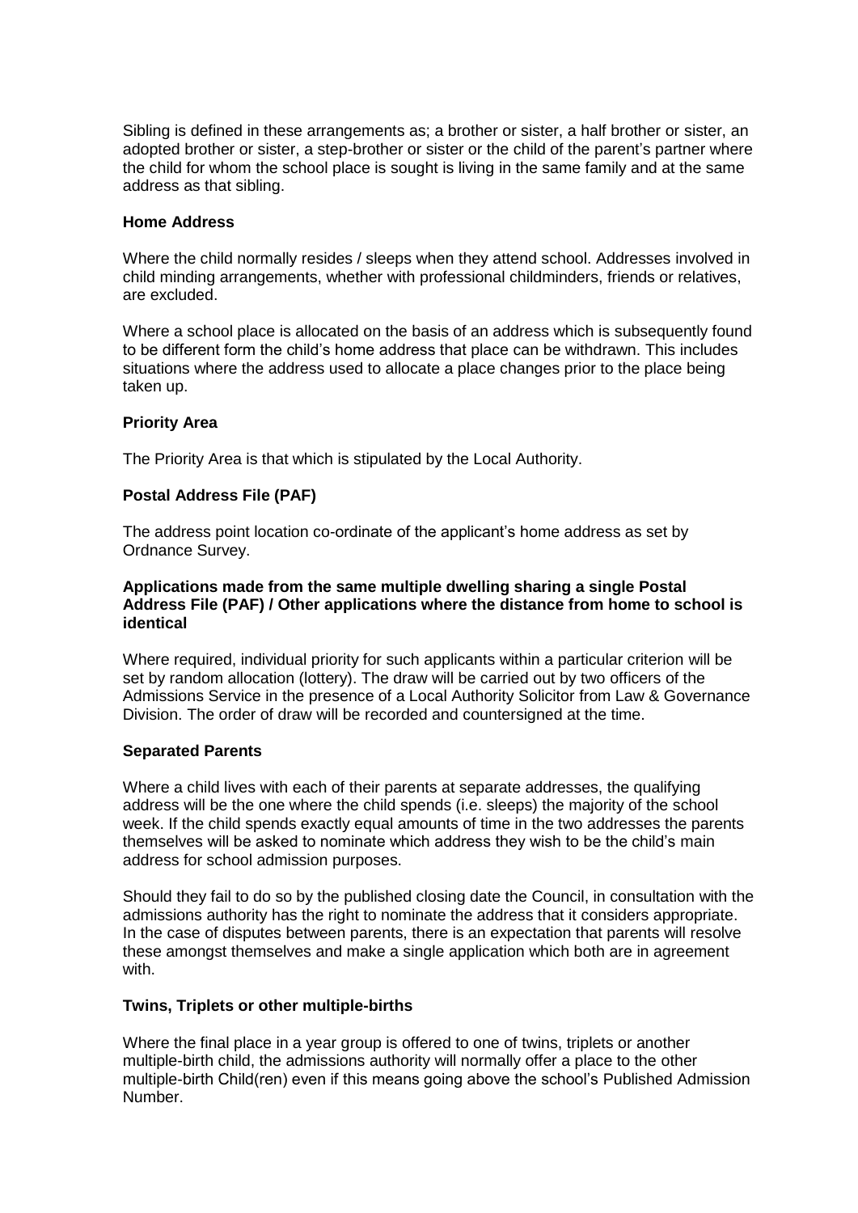Sibling is defined in these arrangements as; a brother or sister, a half brother or sister, an adopted brother or sister, a step-brother or sister or the child of the parent's partner where the child for whom the school place is sought is living in the same family and at the same address as that sibling.

**Home Address**

Where the child normally resides / sleeps when they attend school. Addresses involved in child minding arrangements, whether with professional childminders, friends or relatives, are excluded.

Where a school place is allocated on the basis of an address which is subsequently found to be different form the child's home address that place can be withdrawn. This includes situations where the address used to allocate a place changes prior to the place being taken up.

**Priority Area**

The Priority Area is that which is stipulated by the Local Authority.

**Postal Address File (PAF)**

The address point location co-ordinate of the applicant's home address as set by Ordnance Survey.

**Applications made from the same multiple dwelling sharing a single Postal Address File (PAF) / Other applications where the distance from home to school is identical**

Where required, individual priority for such applicants within a particular criterion will be set by random allocation (lottery). The draw will be carried out by two officers of the Admissions Service in the presence of a Local Authority Solicitor from Law & Governance Division. The order of draw will be recorded and countersigned at the time.

**Separated Parents**

Where a child lives with each of their parents at separate addresses, the qualifying address will be the one where the child spends (i.e. sleeps) the majority of the school week. If the child spends exactly equal amounts of time in the two addresses the parents themselves will be asked to nominate which address they wish to be the child's main address for school admission purposes.

Should they fail to do so by the published closing date the Council, in consultation with the admissions authority has the right to nominate the address that it considers appropriate. In the case of disputes between parents, there is an expectation that parents will resolve these amongst themselves and make a single application which both are in agreement with.

**Twins, Triplets or other multiple-births**

Where the final place in a year group is offered to one of twins, triplets or another multiple-birth child, the admissions authority will normally offer a place to the other multiple-birth Child(ren) even if this means going above the school's Published Admission Number.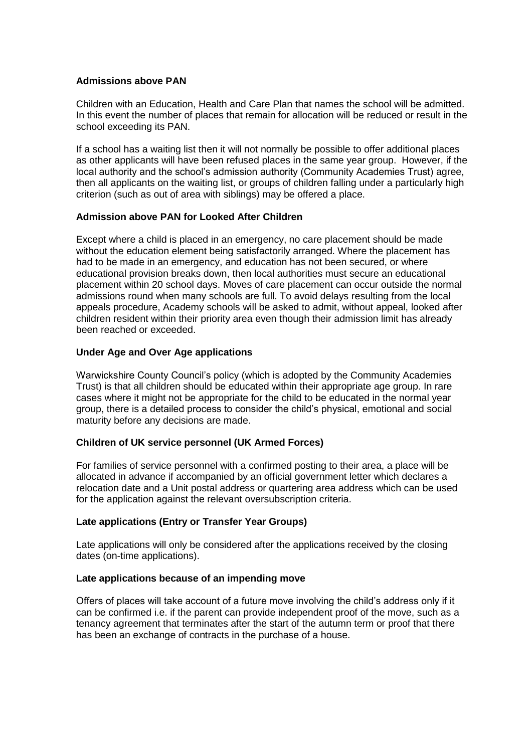**Admissions above PAN**

Children with an Education, Health and Care Plan that names the school will be admitted. In this event the number of places that remain for allocation will be reduced or result in the school exceeding its PAN.

If a school has a waiting list then it will not normally be possible to offer additional places as other applicants will have been refused places in the same year group. However, if the local authority and the school's admission authority (Community Academies Trust) agree, then all applicants on the waiting list, or groups of children falling under a particularly high criterion (such as out of area with siblings) may be offered a place.

**Admission above PAN for Looked After Children**

Except where a child is placed in an emergency, no care placement should be made without the education element being satisfactorily arranged. Where the placement has had to be made in an emergency, and education has not been secured, or where educational provision breaks down, then local authorities must secure an educational placement within 20 school days. Moves of care placement can occur outside the normal admissions round when many schools are full. To avoid delays resulting from the local appeals procedure, Academy schools will be asked to admit, without appeal, looked after children resident within their priority area even though their admission limit has already been reached or exceeded.

**Under Age and Over Age applications**

Warwickshire County Council's policy (which is adopted by the Community Academies Trust) is that all children should be educated within their appropriate age group. In rare cases where it might not be appropriate for the child to be educated in the normal year group, there is a detailed process to consider the child's physical, emotional and social maturity before any decisions are made.

**Children of UK service personnel (UK Armed Forces)**

For families of service personnel with a confirmed posting to their area, a place will be allocated in advance if accompanied by an official government letter which declares a relocation date and a Unit postal address or quartering area address which can be used for the application against the relevant oversubscription criteria.

**Late applications (Entry or Transfer Year Groups)**

Late applications will only be considered after the applications received by the closing dates (on-time applications).

**Late applications because of an impending move**

Offers of places will take account of a future move involving the child's address only if it can be confirmed i.e. if the parent can provide independent proof of the move, such as a tenancy agreement that terminates after the start of the autumn term or proof that there has been an exchange of contracts in the purchase of a house.